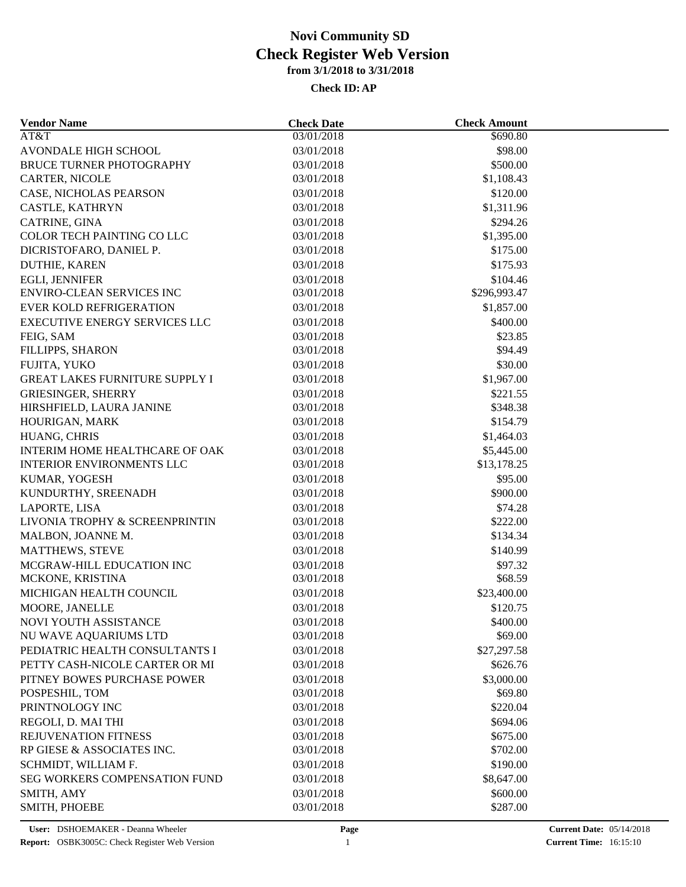# Novi Community SD

## Check Register Web Version

**from 3/1/2018 to 3/31/2018**

**Check ID: AP**

| Vendor Name | Check Date | Check Amount |
|---|---|---|
| AT&T | 03/01/2018 | $690.80 |
| AVONDALE HIGH SCHOOL | 03/01/2018 | $98.00 |
| BRUCE TURNER PHOTOGRAPHY | 03/01/2018 | $500.00 |
| CARTER, NICOLE | 03/01/2018 | $1,108.43 |
| CASE, NICHOLAS PEARSON | 03/01/2018 | $120.00 |
| CASTLE, KATHRYN | 03/01/2018 | $1,311.96 |
| CATRINE, GINA | 03/01/2018 | $294.26 |
| COLOR TECH PAINTING CO LLC | 03/01/2018 | $1,395.00 |
| DICRISTOFARO, DANIEL P. | 03/01/2018 | $175.00 |
| DUTHIE, KAREN | 03/01/2018 | $175.93 |
| EGLI, JENNIFER | 03/01/2018 | $104.46 |
| ENVIRO-CLEAN SERVICES INC | 03/01/2018 | $296,993.47 |
| EVER KOLD REFRIGERATION | 03/01/2018 | $1,857.00 |
| EXECUTIVE ENERGY SERVICES LLC | 03/01/2018 | $400.00 |
| FEIG, SAM | 03/01/2018 | $23.85 |
| FILLIPPS, SHARON | 03/01/2018 | $94.49 |
| FUJITA, YUKO | 03/01/2018 | $30.00 |
| GREAT LAKES FURNITURE SUPPLY I | 03/01/2018 | $1,967.00 |
| GRIESINGER, SHERRY | 03/01/2018 | $221.55 |
| HIRSHFIELD, LAURA JANINE | 03/01/2018 | $348.38 |
| HOURIGAN, MARK | 03/01/2018 | $154.79 |
| HUANG, CHRIS | 03/01/2018 | $1,464.03 |
| INTERIM HOME HEALTHCARE OF OAK | 03/01/2018 | $5,445.00 |
| INTERIOR ENVIRONMENTS LLC | 03/01/2018 | $13,178.25 |
| KUMAR, YOGESH | 03/01/2018 | $95.00 |
| KUNDURTHY, SREENADH | 03/01/2018 | $900.00 |
| LAPORTE, LISA | 03/01/2018 | $74.28 |
| LIVONIA TROPHY & SCREENPRINTIN | 03/01/2018 | $222.00 |
| MALBON, JOANNE M. | 03/01/2018 | $134.34 |
| MATTHEWS, STEVE | 03/01/2018 | $140.99 |
| MCGRAW-HILL EDUCATION INC | 03/01/2018 | $97.32 |
| MCKONE, KRISTINA | 03/01/2018 | $68.59 |
| MICHIGAN HEALTH COUNCIL | 03/01/2018 | $23,400.00 |
| MOORE, JANELLE | 03/01/2018 | $120.75 |
| NOVI YOUTH ASSISTANCE | 03/01/2018 | $400.00 |
| NU WAVE AQUARIUMS LTD | 03/01/2018 | $69.00 |
| PEDIATRIC HEALTH CONSULTANTS I | 03/01/2018 | $27,297.58 |
| PETTY CASH-NICOLE CARTER OR MI | 03/01/2018 | $626.76 |
| PITNEY BOWES PURCHASE POWER | 03/01/2018 | $3,000.00 |
| POSPESHIL, TOM | 03/01/2018 | $69.80 |
| PRINTNOLOGY INC | 03/01/2018 | $220.04 |
| REGOLI, D. MAI THI | 03/01/2018 | $694.06 |
| REJUVENATION FITNESS | 03/01/2018 | $675.00 |
| RP GIESE & ASSOCIATES INC. | 03/01/2018 | $702.00 |
| SCHMIDT, WILLIAM F. | 03/01/2018 | $190.00 |
| SEG WORKERS COMPENSATION FUND | 03/01/2018 | $8,647.00 |
| SMITH, AMY | 03/01/2018 | $600.00 |
| SMITH, PHOEBE | 03/01/2018 | $287.00 |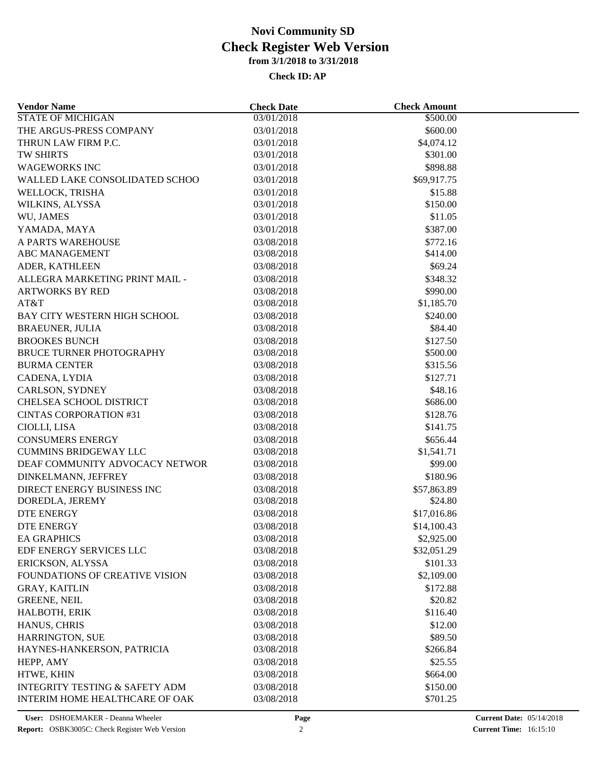# Novi Community SD
# Check Register Web Version
### from 3/1/2018 to 3/31/2018

**Check ID: AP**

| Vendor Name | Check Date | Check Amount |
|---|---|---|
| STATE OF MICHIGAN | 03/01/2018 | $500.00 |
| THE ARGUS-PRESS COMPANY | 03/01/2018 | $600.00 |
| THRUN LAW FIRM P.C. | 03/01/2018 | $4,074.12 |
| TW SHIRTS | 03/01/2018 | $301.00 |
| WAGEWORKS INC | 03/01/2018 | $898.88 |
| WALLED LAKE CONSOLIDATED SCHOO | 03/01/2018 | $69,917.75 |
| WELLOCK, TRISHA | 03/01/2018 | $15.88 |
| WILKINS, ALYSSA | 03/01/2018 | $150.00 |
| WU, JAMES | 03/01/2018 | $11.05 |
| YAMADA, MAYA | 03/01/2018 | $387.00 |
| A PARTS WAREHOUSE | 03/08/2018 | $772.16 |
| ABC MANAGEMENT | 03/08/2018 | $414.00 |
| ADER, KATHLEEN | 03/08/2018 | $69.24 |
| ALLEGRA MARKETING PRINT MAIL - | 03/08/2018 | $348.32 |
| ARTWORKS BY RED | 03/08/2018 | $990.00 |
| AT&T | 03/08/2018 | $1,185.70 |
| BAY CITY WESTERN HIGH SCHOOL | 03/08/2018 | $240.00 |
| BRAEUNER, JULIA | 03/08/2018 | $84.40 |
| BROOKES BUNCH | 03/08/2018 | $127.50 |
| BRUCE TURNER PHOTOGRAPHY | 03/08/2018 | $500.00 |
| BURMA CENTER | 03/08/2018 | $315.56 |
| CADENA, LYDIA | 03/08/2018 | $127.71 |
| CARLSON, SYDNEY | 03/08/2018 | $48.16 |
| CHELSEA SCHOOL DISTRICT | 03/08/2018 | $686.00 |
| CINTAS CORPORATION #31 | 03/08/2018 | $128.76 |
| CIOLLI, LISA | 03/08/2018 | $141.75 |
| CONSUMERS ENERGY | 03/08/2018 | $656.44 |
| CUMMINS BRIDGEWAY LLC | 03/08/2018 | $1,541.71 |
| DEAF COMMUNITY ADVOCACY NETWOR | 03/08/2018 | $99.00 |
| DINKELMANN, JEFFREY | 03/08/2018 | $180.96 |
| DIRECT ENERGY BUSINESS INC | 03/08/2018 | $57,863.89 |
| DOREDLA, JEREMY | 03/08/2018 | $24.80 |
| DTE ENERGY | 03/08/2018 | $17,016.86 |
| DTE ENERGY | 03/08/2018 | $14,100.43 |
| EA GRAPHICS | 03/08/2018 | $2,925.00 |
| EDF ENERGY SERVICES LLC | 03/08/2018 | $32,051.29 |
| ERICKSON, ALYSSA | 03/08/2018 | $101.33 |
| FOUNDATIONS OF CREATIVE VISION | 03/08/2018 | $2,109.00 |
| GRAY, KAITLIN | 03/08/2018 | $172.88 |
| GREENE, NEIL | 03/08/2018 | $20.82 |
| HALBOTH, ERIK | 03/08/2018 | $116.40 |
| HANUS, CHRIS | 03/08/2018 | $12.00 |
| HARRINGTON, SUE | 03/08/2018 | $89.50 |
| HAYNES-HANKERSON, PATRICIA | 03/08/2018 | $266.84 |
| HEPP, AMY | 03/08/2018 | $25.55 |
| HTWE, KHIN | 03/08/2018 | $664.00 |
| INTEGRITY TESTING & SAFETY ADM | 03/08/2018 | $150.00 |
| INTERIM HOME HEALTHCARE OF OAK | 03/08/2018 | $701.25 |

**User:** DSHOEMAKER - Deanna Wheeler
**Report:** OSBK3005C: Check Register Web Version
**Current Date:** 05/14/2018
**Current Time:** 16:15:10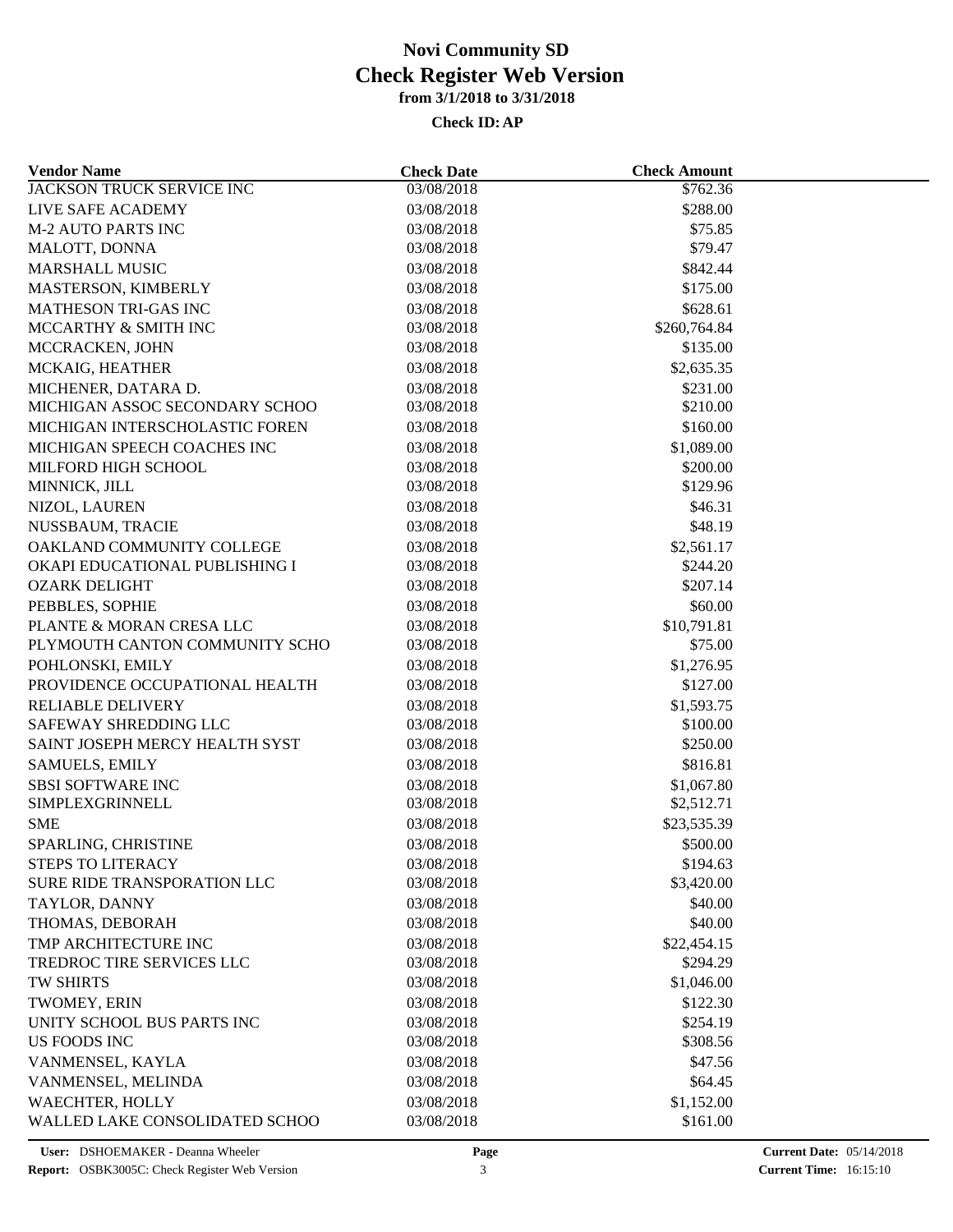# Novi Community SD
## Check Register Web Version
### from 3/1/2018 to 3/31/2018

**Check ID: AP**

| Vendor Name | Check Date | Check Amount |
|---|---|---|
| JACKSON TRUCK SERVICE INC | 03/08/2018 | $762.36 |
| LIVE SAFE ACADEMY | 03/08/2018 | $288.00 |
| M-2 AUTO PARTS INC | 03/08/2018 | $75.85 |
| MALOTT, DONNA | 03/08/2018 | $79.47 |
| MARSHALL MUSIC | 03/08/2018 | $842.44 |
| MASTERSON, KIMBERLY | 03/08/2018 | $175.00 |
| MATHESON TRI-GAS INC | 03/08/2018 | $628.61 |
| MCCARTHY & SMITH INC | 03/08/2018 | $260,764.84 |
| MCCRACKEN, JOHN | 03/08/2018 | $135.00 |
| MCKAIG, HEATHER | 03/08/2018 | $2,635.35 |
| MICHENER, DATARA D. | 03/08/2018 | $231.00 |
| MICHIGAN ASSOC SECONDARY SCHOO | 03/08/2018 | $210.00 |
| MICHIGAN INTERSCHOLASTIC FOREN | 03/08/2018 | $160.00 |
| MICHIGAN SPEECH COACHES INC | 03/08/2018 | $1,089.00 |
| MILFORD HIGH SCHOOL | 03/08/2018 | $200.00 |
| MINNICK, JILL | 03/08/2018 | $129.96 |
| NIZOL, LAUREN | 03/08/2018 | $46.31 |
| NUSSBAUM, TRACIE | 03/08/2018 | $48.19 |
| OAKLAND COMMUNITY COLLEGE | 03/08/2018 | $2,561.17 |
| OKAPI EDUCATIONAL PUBLISHING I | 03/08/2018 | $244.20 |
| OZARK DELIGHT | 03/08/2018 | $207.14 |
| PEBBLES, SOPHIE | 03/08/2018 | $60.00 |
| PLANTE & MORAN CRESA LLC | 03/08/2018 | $10,791.81 |
| PLYMOUTH CANTON COMMUNITY SCHO | 03/08/2018 | $75.00 |
| POHLONSKI, EMILY | 03/08/2018 | $1,276.95 |
| PROVIDENCE OCCUPATIONAL HEALTH | 03/08/2018 | $127.00 |
| RELIABLE DELIVERY | 03/08/2018 | $1,593.75 |
| SAFEWAY SHREDDING LLC | 03/08/2018 | $100.00 |
| SAINT JOSEPH MERCY HEALTH SYST | 03/08/2018 | $250.00 |
| SAMUELS, EMILY | 03/08/2018 | $816.81 |
| SBSI SOFTWARE INC | 03/08/2018 | $1,067.80 |
| SIMPLEXGRINNELL | 03/08/2018 | $2,512.71 |
| SME | 03/08/2018 | $23,535.39 |
| SPARLING, CHRISTINE | 03/08/2018 | $500.00 |
| STEPS TO LITERACY | 03/08/2018 | $194.63 |
| SURE RIDE TRANSPORATION LLC | 03/08/2018 | $3,420.00 |
| TAYLOR, DANNY | 03/08/2018 | $40.00 |
| THOMAS, DEBORAH | 03/08/2018 | $40.00 |
| TMP ARCHITECTURE INC | 03/08/2018 | $22,454.15 |
| TREDROC TIRE SERVICES LLC | 03/08/2018 | $294.29 |
| TW SHIRTS | 03/08/2018 | $1,046.00 |
| TWOMEY, ERIN | 03/08/2018 | $122.30 |
| UNITY SCHOOL BUS PARTS INC | 03/08/2018 | $254.19 |
| US FOODS INC | 03/08/2018 | $308.56 |
| VANMENSEL, KAYLA | 03/08/2018 | $47.56 |
| VANMENSEL, MELINDA | 03/08/2018 | $64.45 |
| WAECHTER, HOLLY | 03/08/2018 | $1,152.00 |
| WALLED LAKE CONSOLIDATED SCHOO | 03/08/2018 | $161.00 |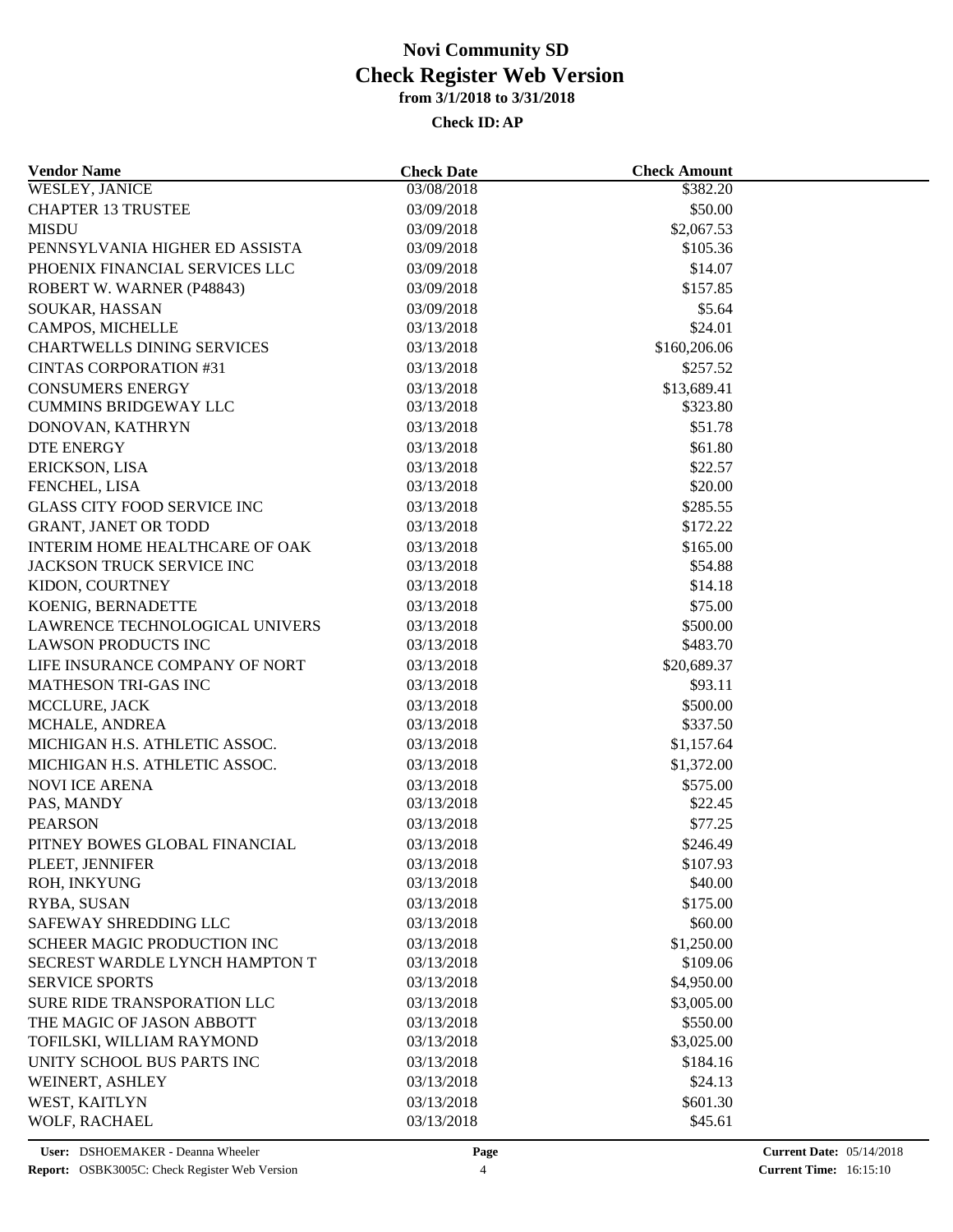# Novi Community SD
## Check Register Web Version
### from 3/1/2018 to 3/31/2018

**Check ID: AP**

| Vendor Name | Check Date | Check Amount |
| --- | --- | --- |
| WESLEY, JANICE | 03/08/2018 | $382.20 |
| CHAPTER 13 TRUSTEE | 03/09/2018 | $50.00 |
| MISDU | 03/09/2018 | $2,067.53 |
| PENNSYLVANIA HIGHER ED ASSISTA | 03/09/2018 | $105.36 |
| PHOENIX FINANCIAL SERVICES LLC | 03/09/2018 | $14.07 |
| ROBERT W. WARNER (P48843) | 03/09/2018 | $157.85 |
| SOUKAR, HASSAN | 03/09/2018 | $5.64 |
| CAMPOS, MICHELLE | 03/13/2018 | $24.01 |
| CHARTWELLS DINING SERVICES | 03/13/2018 | $160,206.06 |
| CINTAS CORPORATION #31 | 03/13/2018 | $257.52 |
| CONSUMERS ENERGY | 03/13/2018 | $13,689.41 |
| CUMMINS BRIDGEWAY LLC | 03/13/2018 | $323.80 |
| DONOVAN, KATHRYN | 03/13/2018 | $51.78 |
| DTE ENERGY | 03/13/2018 | $61.80 |
| ERICKSON, LISA | 03/13/2018 | $22.57 |
| FENCHEL, LISA | 03/13/2018 | $20.00 |
| GLASS CITY FOOD SERVICE INC | 03/13/2018 | $285.55 |
| GRANT, JANET OR TODD | 03/13/2018 | $172.22 |
| INTERIM HOME HEALTHCARE OF OAK | 03/13/2018 | $165.00 |
| JACKSON TRUCK SERVICE INC | 03/13/2018 | $54.88 |
| KIDON, COURTNEY | 03/13/2018 | $14.18 |
| KOENIG, BERNADETTE | 03/13/2018 | $75.00 |
| LAWRENCE TECHNOLOGICAL UNIVERS | 03/13/2018 | $500.00 |
| LAWSON PRODUCTS INC | 03/13/2018 | $483.70 |
| LIFE INSURANCE COMPANY OF NORT | 03/13/2018 | $20,689.37 |
| MATHESON TRI-GAS INC | 03/13/2018 | $93.11 |
| MCCLURE, JACK | 03/13/2018 | $500.00 |
| MCHALE, ANDREA | 03/13/2018 | $337.50 |
| MICHIGAN H.S. ATHLETIC ASSOC. | 03/13/2018 | $1,157.64 |
| MICHIGAN H.S. ATHLETIC ASSOC. | 03/13/2018 | $1,372.00 |
| NOVI ICE ARENA | 03/13/2018 | $575.00 |
| PAS, MANDY | 03/13/2018 | $22.45 |
| PEARSON | 03/13/2018 | $77.25 |
| PITNEY BOWES GLOBAL FINANCIAL | 03/13/2018 | $246.49 |
| PLEET, JENNIFER | 03/13/2018 | $107.93 |
| ROH, INKYUNG | 03/13/2018 | $40.00 |
| RYBA, SUSAN | 03/13/2018 | $175.00 |
| SAFEWAY SHREDDING LLC | 03/13/2018 | $60.00 |
| SCHEER MAGIC PRODUCTION INC | 03/13/2018 | $1,250.00 |
| SECREST WARDLE LYNCH HAMPTON T | 03/13/2018 | $109.06 |
| SERVICE SPORTS | 03/13/2018 | $4,950.00 |
| SURE RIDE TRANSPORATION LLC | 03/13/2018 | $3,005.00 |
| THE MAGIC OF JASON ABBOTT | 03/13/2018 | $550.00 |
| TOFILSKI, WILLIAM RAYMOND | 03/13/2018 | $3,025.00 |
| UNITY SCHOOL BUS PARTS INC | 03/13/2018 | $184.16 |
| WEINERT, ASHLEY | 03/13/2018 | $24.13 |
| WEST, KAITLYN | 03/13/2018 | $601.30 |
| WOLF, RACHAEL | 03/13/2018 | $45.61 |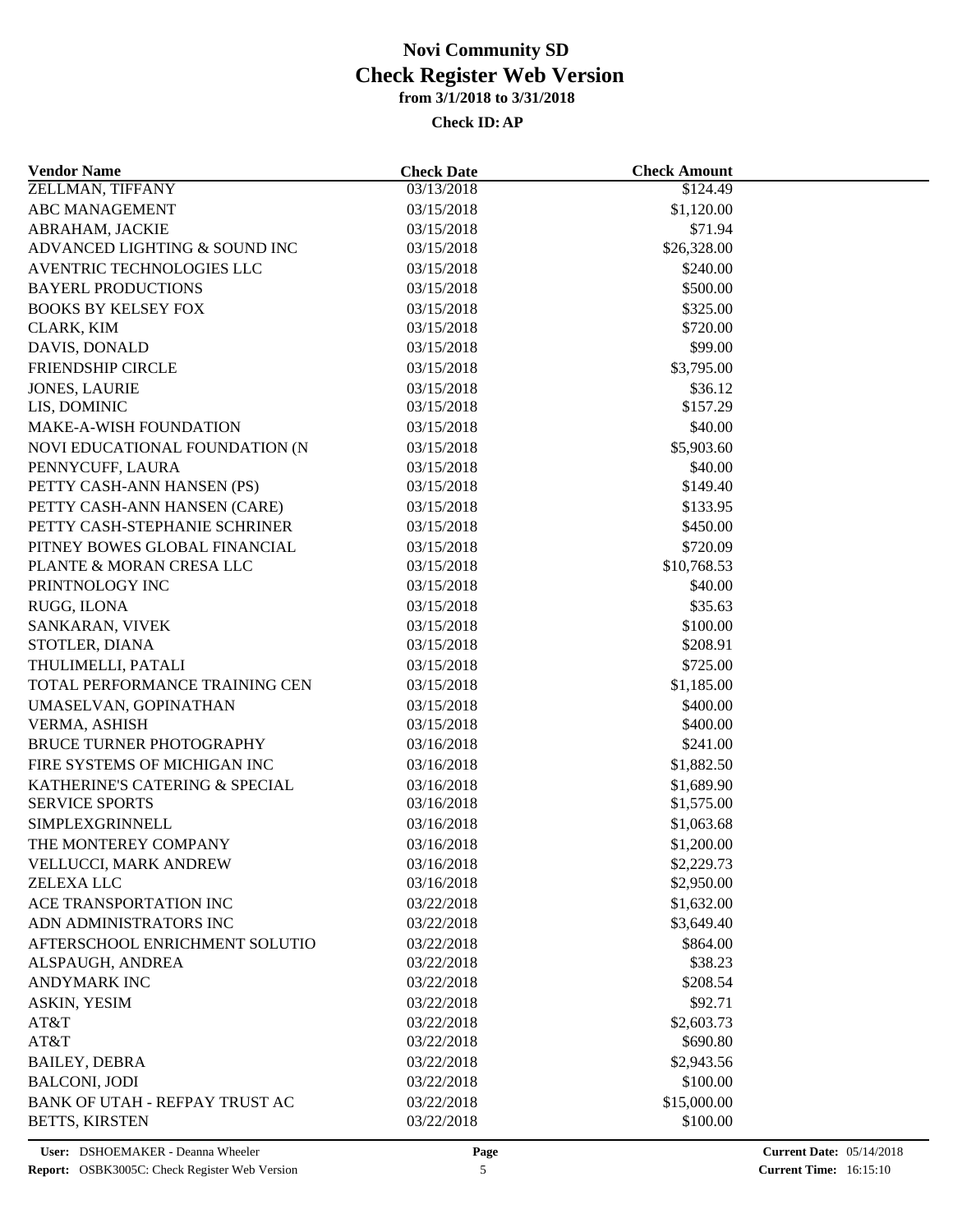# Novi Community SD
## Check Register Web Version
### from 3/1/2018 to 3/31/2018
**Check ID: AP**

| Vendor Name | Check Date | Check Amount |
|---|---|---|
| ZELLMAN, TIFFANY | 03/13/2018 | $124.49 |
| ABC MANAGEMENT | 03/15/2018 | $1,120.00 |
| ABRAHAM, JACKIE | 03/15/2018 | $71.94 |
| ADVANCED LIGHTING & SOUND INC | 03/15/2018 | $26,328.00 |
| AVENTRIC TECHNOLOGIES LLC | 03/15/2018 | $240.00 |
| BAYERL PRODUCTIONS | 03/15/2018 | $500.00 |
| BOOKS BY KELSEY FOX | 03/15/2018 | $325.00 |
| CLARK, KIM | 03/15/2018 | $720.00 |
| DAVIS, DONALD | 03/15/2018 | $99.00 |
| FRIENDSHIP CIRCLE | 03/15/2018 | $3,795.00 |
| JONES, LAURIE | 03/15/2018 | $36.12 |
| LIS, DOMINIC | 03/15/2018 | $157.29 |
| MAKE-A-WISH FOUNDATION | 03/15/2018 | $40.00 |
| NOVI EDUCATIONAL FOUNDATION (N | 03/15/2018 | $5,903.60 |
| PENNYCUFF, LAURA | 03/15/2018 | $40.00 |
| PETTY CASH-ANN HANSEN (PS) | 03/15/2018 | $149.40 |
| PETTY CASH-ANN HANSEN (CARE) | 03/15/2018 | $133.95 |
| PETTY CASH-STEPHANIE SCHRINER | 03/15/2018 | $450.00 |
| PITNEY BOWES GLOBAL FINANCIAL | 03/15/2018 | $720.09 |
| PLANTE & MORAN CRESA LLC | 03/15/2018 | $10,768.53 |
| PRINTNOLOGY INC | 03/15/2018 | $40.00 |
| RUGG, ILONA | 03/15/2018 | $35.63 |
| SANKARAN, VIVEK | 03/15/2018 | $100.00 |
| STOTLER, DIANA | 03/15/2018 | $208.91 |
| THULIMELLI, PATALI | 03/15/2018 | $725.00 |
| TOTAL PERFORMANCE TRAINING CEN | 03/15/2018 | $1,185.00 |
| UMASELVAN, GOPINATHAN | 03/15/2018 | $400.00 |
| VERMA, ASHISH | 03/15/2018 | $400.00 |
| BRUCE TURNER PHOTOGRAPHY | 03/16/2018 | $241.00 |
| FIRE SYSTEMS OF MICHIGAN INC | 03/16/2018 | $1,882.50 |
| KATHERINE'S CATERING & SPECIAL | 03/16/2018 | $1,689.90 |
| SERVICE SPORTS | 03/16/2018 | $1,575.00 |
| SIMPLEXGRINNELL | 03/16/2018 | $1,063.68 |
| THE MONTEREY COMPANY | 03/16/2018 | $1,200.00 |
| VELLUCCI, MARK ANDREW | 03/16/2018 | $2,229.73 |
| ZELEXA LLC | 03/16/2018 | $2,950.00 |
| ACE TRANSPORTATION INC | 03/22/2018 | $1,632.00 |
| ADN ADMINISTRATORS INC | 03/22/2018 | $3,649.40 |
| AFTERSCHOOL ENRICHMENT SOLUTIO | 03/22/2018 | $864.00 |
| ALSPAUGH, ANDREA | 03/22/2018 | $38.23 |
| ANDYMARK INC | 03/22/2018 | $208.54 |
| ASKIN, YESIM | 03/22/2018 | $92.71 |
| AT&T | 03/22/2018 | $2,603.73 |
| AT&T | 03/22/2018 | $690.80 |
| BAILEY, DEBRA | 03/22/2018 | $2,943.56 |
| BALCONI, JODI | 03/22/2018 | $100.00 |
| BANK OF UTAH - REFPAY TRUST AC | 03/22/2018 | $15,000.00 |
| BETTS, KIRSTEN | 03/22/2018 | $100.00 |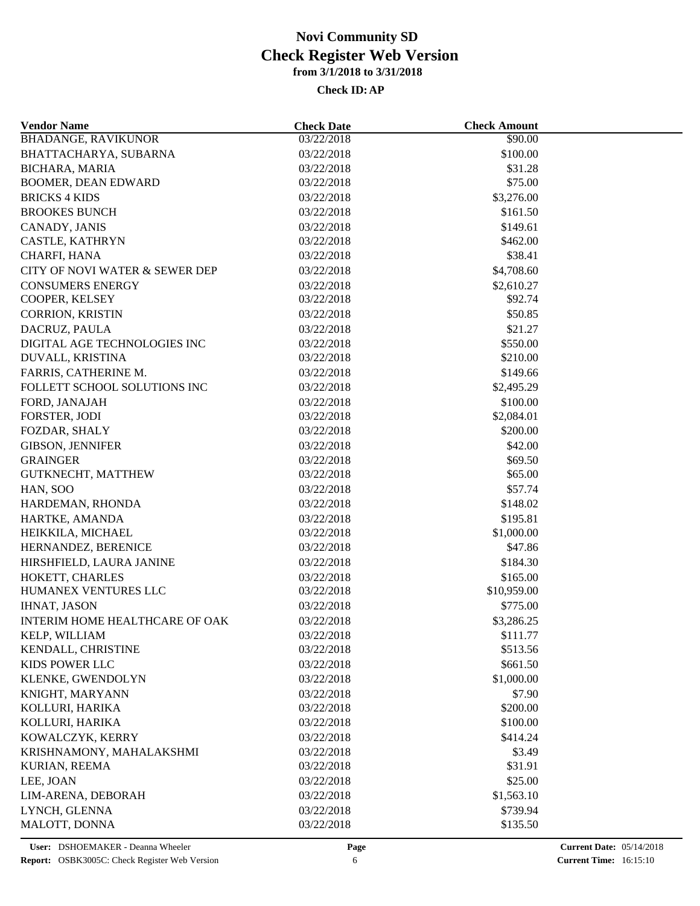# Novi Community SD
## Check Register Web Version
### from 3/1/2018 to 3/31/2018

**Check ID: AP**

| Vendor Name | Check Date | Check Amount |
|---|---|---|
| BHADANGE, RAVIKUNOR | 03/22/2018 | $90.00 |
| BHATTACHARYA, SUBARNA | 03/22/2018 | $100.00 |
| BICHARA, MARIA | 03/22/2018 | $31.28 |
| BOOMER, DEAN EDWARD | 03/22/2018 | $75.00 |
| BRICKS 4 KIDS | 03/22/2018 | $3,276.00 |
| BROOKES BUNCH | 03/22/2018 | $161.50 |
| CANADY, JANIS | 03/22/2018 | $149.61 |
| CASTLE, KATHRYN | 03/22/2018 | $462.00 |
| CHARFI, HANA | 03/22/2018 | $38.41 |
| CITY OF NOVI WATER & SEWER DEP | 03/22/2018 | $4,708.60 |
| CONSUMERS ENERGY | 03/22/2018 | $2,610.27 |
| COOPER, KELSEY | 03/22/2018 | $92.74 |
| CORRION, KRISTIN | 03/22/2018 | $50.85 |
| DACRUZ, PAULA | 03/22/2018 | $21.27 |
| DIGITAL AGE TECHNOLOGIES INC | 03/22/2018 | $550.00 |
| DUVALL, KRISTINA | 03/22/2018 | $210.00 |
| FARRIS, CATHERINE M. | 03/22/2018 | $149.66 |
| FOLLETT SCHOOL SOLUTIONS INC | 03/22/2018 | $2,495.29 |
| FORD, JANAJAH | 03/22/2018 | $100.00 |
| FORSTER, JODI | 03/22/2018 | $2,084.01 |
| FOZDAR, SHALY | 03/22/2018 | $200.00 |
| GIBSON, JENNIFER | 03/22/2018 | $42.00 |
| GRAINGER | 03/22/2018 | $69.50 |
| GUTKNECHT, MATTHEW | 03/22/2018 | $65.00 |
| HAN, SOO | 03/22/2018 | $57.74 |
| HARDEMAN, RHONDA | 03/22/2018 | $148.02 |
| HARTKE, AMANDA | 03/22/2018 | $195.81 |
| HEIKKILA, MICHAEL | 03/22/2018 | $1,000.00 |
| HERNANDEZ, BERENICE | 03/22/2018 | $47.86 |
| HIRSHFIELD, LAURA JANINE | 03/22/2018 | $184.30 |
| HOKETT, CHARLES | 03/22/2018 | $165.00 |
| HUMANEX VENTURES LLC | 03/22/2018 | $10,959.00 |
| IHNAT, JASON | 03/22/2018 | $775.00 |
| INTERIM HOME HEALTHCARE OF OAK | 03/22/2018 | $3,286.25 |
| KELP, WILLIAM | 03/22/2018 | $111.77 |
| KENDALL, CHRISTINE | 03/22/2018 | $513.56 |
| KIDS POWER LLC | 03/22/2018 | $661.50 |
| KLENKE, GWENDOLYN | 03/22/2018 | $1,000.00 |
| KNIGHT, MARYANN | 03/22/2018 | $7.90 |
| KOLLURI, HARIKA | 03/22/2018 | $200.00 |
| KOLLURI, HARIKA | 03/22/2018 | $100.00 |
| KOWALCZYK, KERRY | 03/22/2018 | $414.24 |
| KRISHNAMONY, MAHALAKSHMI | 03/22/2018 | $3.49 |
| KURIAN, REEMA | 03/22/2018 | $31.91 |
| LEE, JOAN | 03/22/2018 | $25.00 |
| LIM-ARENA, DEBORAH | 03/22/2018 | $1,563.10 |
| LYNCH, GLENNA | 03/22/2018 | $739.94 |
| MALOTT, DONNA | 03/22/2018 | $135.50 |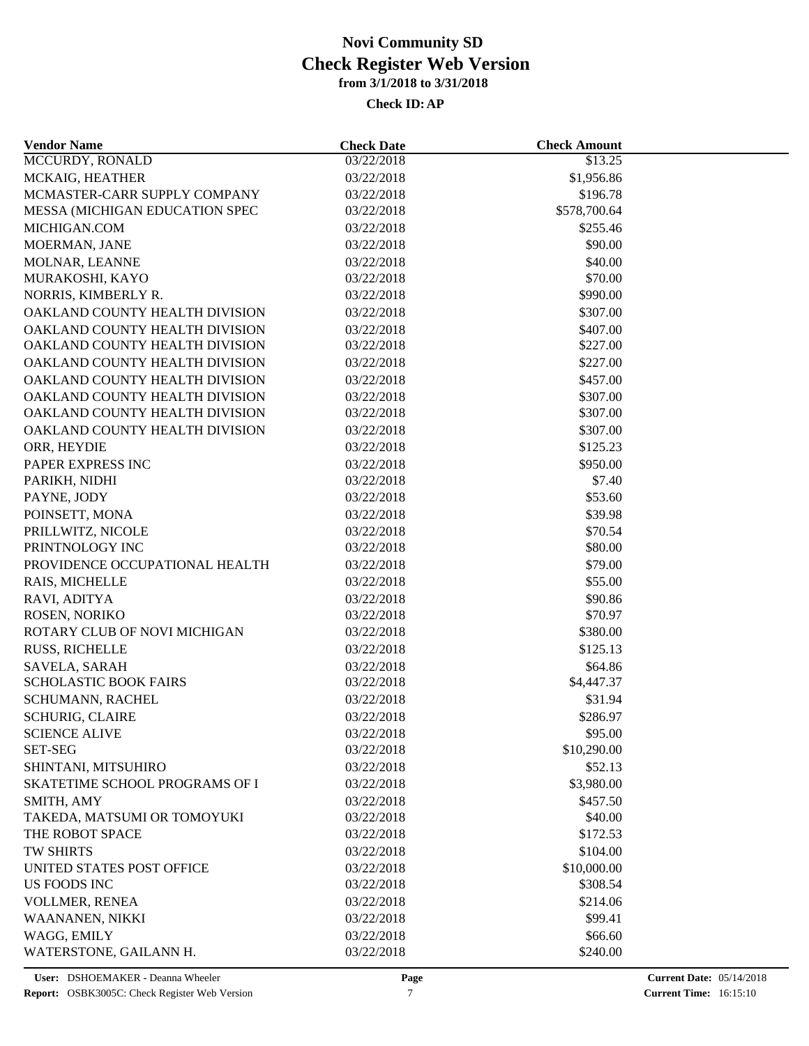# Novi Community SD
## Check Register Web Version
### from 3/1/2018 to 3/31/2018

**Check ID: AP**

| Vendor Name | Check Date | Check Amount |
|---|---|---|
| MCCURDY, RONALD | 03/22/2018 | $13.25 |
| MCKAIG, HEATHER | 03/22/2018 | $1,956.86 |
| MCMASTER-CARR SUPPLY COMPANY | 03/22/2018 | $196.78 |
| MESSA (MICHIGAN EDUCATION SPEC | 03/22/2018 | $578,700.64 |
| MICHIGAN.COM | 03/22/2018 | $255.46 |
| MOERMAN, JANE | 03/22/2018 | $90.00 |
| MOLNAR, LEANNE | 03/22/2018 | $40.00 |
| MURAKOSHI, KAYO | 03/22/2018 | $70.00 |
| NORRIS, KIMBERLY R. | 03/22/2018 | $990.00 |
| OAKLAND COUNTY HEALTH DIVISION | 03/22/2018 | $307.00 |
| OAKLAND COUNTY HEALTH DIVISION | 03/22/2018 | $407.00 |
| OAKLAND COUNTY HEALTH DIVISION | 03/22/2018 | $227.00 |
| OAKLAND COUNTY HEALTH DIVISION | 03/22/2018 | $227.00 |
| OAKLAND COUNTY HEALTH DIVISION | 03/22/2018 | $457.00 |
| OAKLAND COUNTY HEALTH DIVISION | 03/22/2018 | $307.00 |
| OAKLAND COUNTY HEALTH DIVISION | 03/22/2018 | $307.00 |
| OAKLAND COUNTY HEALTH DIVISION | 03/22/2018 | $307.00 |
| ORR, HEYDIE | 03/22/2018 | $125.23 |
| PAPER EXPRESS INC | 03/22/2018 | $950.00 |
| PARIKH, NIDHI | 03/22/2018 | $7.40 |
| PAYNE, JODY | 03/22/2018 | $53.60 |
| POINSETT, MONA | 03/22/2018 | $39.98 |
| PRILLWITZ, NICOLE | 03/22/2018 | $70.54 |
| PRINTNOLOGY INC | 03/22/2018 | $80.00 |
| PROVIDENCE OCCUPATIONAL HEALTH | 03/22/2018 | $79.00 |
| RAIS, MICHELLE | 03/22/2018 | $55.00 |
| RAVI, ADITYA | 03/22/2018 | $90.86 |
| ROSEN, NORIKO | 03/22/2018 | $70.97 |
| ROTARY CLUB OF NOVI MICHIGAN | 03/22/2018 | $380.00 |
| RUSS, RICHELLE | 03/22/2018 | $125.13 |
| SAVELA, SARAH | 03/22/2018 | $64.86 |
| SCHOLASTIC BOOK FAIRS | 03/22/2018 | $4,447.37 |
| SCHUMANN, RACHEL | 03/22/2018 | $31.94 |
| SCHURIG, CLAIRE | 03/22/2018 | $286.97 |
| SCIENCE ALIVE | 03/22/2018 | $95.00 |
| SET-SEG | 03/22/2018 | $10,290.00 |
| SHINTANI, MITSUHIRO | 03/22/2018 | $52.13 |
| SKATETIME SCHOOL PROGRAMS OF I | 03/22/2018 | $3,980.00 |
| SMITH, AMY | 03/22/2018 | $457.50 |
| TAKEDA, MATSUMI OR TOMOYUKI | 03/22/2018 | $40.00 |
| THE ROBOT SPACE | 03/22/2018 | $172.53 |
| TW SHIRTS | 03/22/2018 | $104.00 |
| UNITED STATES POST OFFICE | 03/22/2018 | $10,000.00 |
| US FOODS INC | 03/22/2018 | $308.54 |
| VOLLMER, RENEA | 03/22/2018 | $214.06 |
| WAANANEN, NIKKI | 03/22/2018 | $99.41 |
| WAGG, EMILY | 03/22/2018 | $66.60 |
| WATERSTONE, GAILANN H. | 03/22/2018 | $240.00 |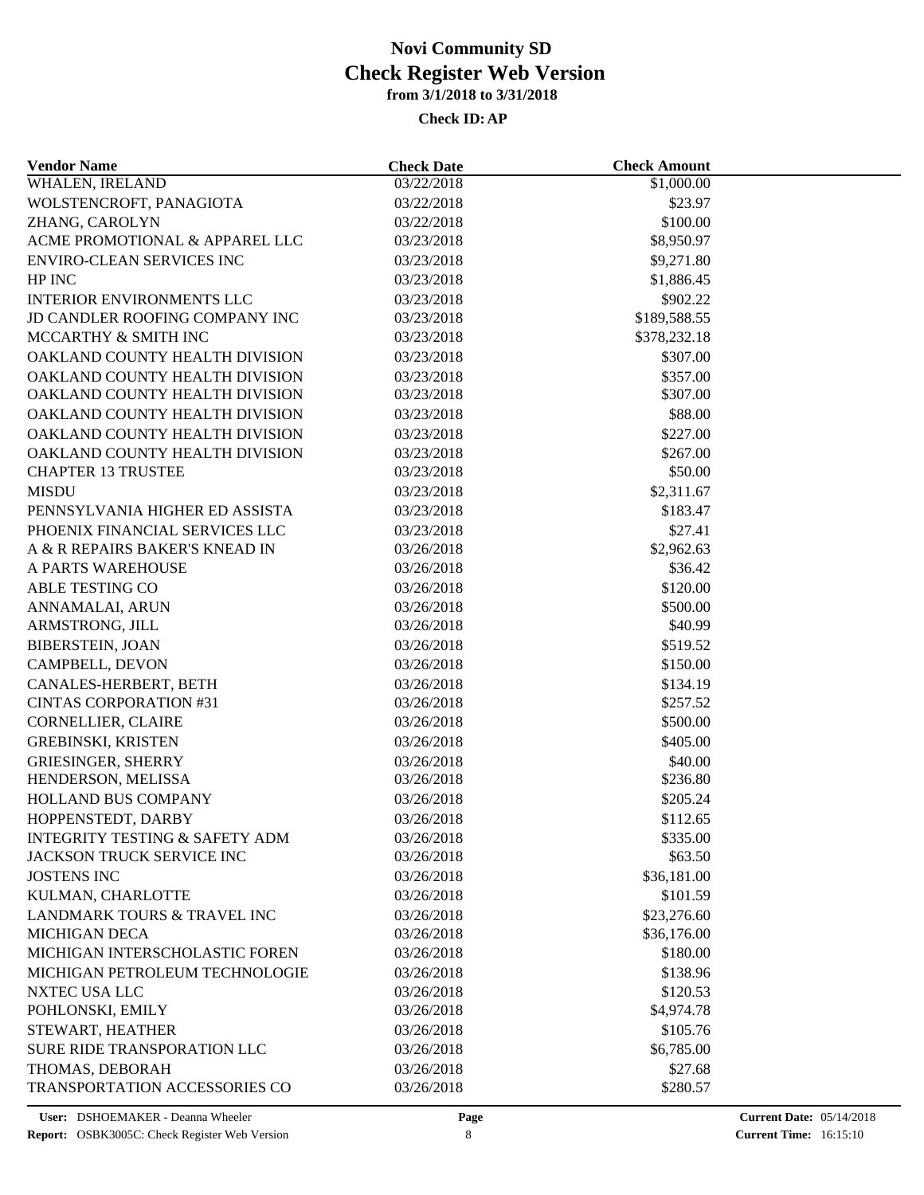# Novi Community SD

# Check Register Web Version

**from 3/1/2018 to 3/31/2018**

**Check ID: AP**

| Vendor Name | Check Date | Check Amount |
|---|---|---|
| WHALEN, IRELAND | 03/22/2018 | $1,000.00 |
| WOLSTENCROFT, PANAGIOTA | 03/22/2018 | $23.97 |
| ZHANG, CAROLYN | 03/22/2018 | $100.00 |
| ACME PROMOTIONAL & APPAREL LLC | 03/23/2018 | $8,950.97 |
| ENVIRO-CLEAN SERVICES INC | 03/23/2018 | $9,271.80 |
| HP INC | 03/23/2018 | $1,886.45 |
| INTERIOR ENVIRONMENTS LLC | 03/23/2018 | $902.22 |
| JD CANDLER ROOFING COMPANY INC | 03/23/2018 | $189,588.55 |
| MCCARTHY & SMITH INC | 03/23/2018 | $378,232.18 |
| OAKLAND COUNTY HEALTH DIVISION | 03/23/2018 | $307.00 |
| OAKLAND COUNTY HEALTH DIVISION | 03/23/2018 | $357.00 |
| OAKLAND COUNTY HEALTH DIVISION | 03/23/2018 | $307.00 |
| OAKLAND COUNTY HEALTH DIVISION | 03/23/2018 | $88.00 |
| OAKLAND COUNTY HEALTH DIVISION | 03/23/2018 | $227.00 |
| OAKLAND COUNTY HEALTH DIVISION | 03/23/2018 | $267.00 |
| CHAPTER 13 TRUSTEE | 03/23/2018 | $50.00 |
| MISDU | 03/23/2018 | $2,311.67 |
| PENNSYLVANIA HIGHER ED ASSISTA | 03/23/2018 | $183.47 |
| PHOENIX FINANCIAL SERVICES LLC | 03/23/2018 | $27.41 |
| A & R REPAIRS BAKER'S KNEAD IN | 03/26/2018 | $2,962.63 |
| A PARTS WAREHOUSE | 03/26/2018 | $36.42 |
| ABLE TESTING CO | 03/26/2018 | $120.00 |
| ANNAMALAI, ARUN | 03/26/2018 | $500.00 |
| ARMSTRONG, JILL | 03/26/2018 | $40.99 |
| BIBERSTEIN, JOAN | 03/26/2018 | $519.52 |
| CAMPBELL, DEVON | 03/26/2018 | $150.00 |
| CANALES-HERBERT, BETH | 03/26/2018 | $134.19 |
| CINTAS CORPORATION #31 | 03/26/2018 | $257.52 |
| CORNELLIER, CLAIRE | 03/26/2018 | $500.00 |
| GREBINSKI, KRISTEN | 03/26/2018 | $405.00 |
| GRIESINGER, SHERRY | 03/26/2018 | $40.00 |
| HENDERSON, MELISSA | 03/26/2018 | $236.80 |
| HOLLAND BUS COMPANY | 03/26/2018 | $205.24 |
| HOPPENSTEDT, DARBY | 03/26/2018 | $112.65 |
| INTEGRITY TESTING & SAFETY ADM | 03/26/2018 | $335.00 |
| JACKSON TRUCK SERVICE INC | 03/26/2018 | $63.50 |
| JOSTENS INC | 03/26/2018 | $36,181.00 |
| KULMAN, CHARLOTTE | 03/26/2018 | $101.59 |
| LANDMARK TOURS & TRAVEL INC | 03/26/2018 | $23,276.60 |
| MICHIGAN DECA | 03/26/2018 | $36,176.00 |
| MICHIGAN INTERSCHOLASTIC FOREN | 03/26/2018 | $180.00 |
| MICHIGAN PETROLEUM TECHNOLOGIE | 03/26/2018 | $138.96 |
| NXTEC USA LLC | 03/26/2018 | $120.53 |
| POHLONSKI, EMILY | 03/26/2018 | $4,974.78 |
| STEWART, HEATHER | 03/26/2018 | $105.76 |
| SURE RIDE TRANSPORATION LLC | 03/26/2018 | $6,785.00 |
| THOMAS, DEBORAH | 03/26/2018 | $27.68 |
| TRANSPORTATION ACCESSORIES CO | 03/26/2018 | $280.57 |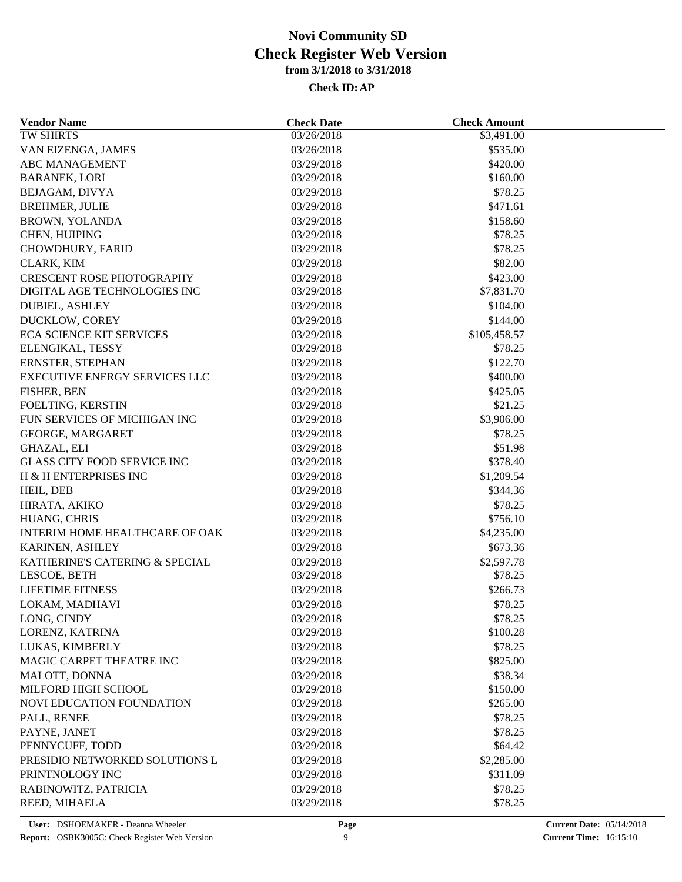# Novi Community SD
## Check Register Web Version
### from 3/1/2018 to 3/31/2018

**Check ID: AP**

| Vendor Name | Check Date | Check Amount |
|---|---|---|
| TW SHIRTS | 03/26/2018 | $3,491.00 |
| VAN EIZENGA, JAMES | 03/26/2018 | $535.00 |
| ABC MANAGEMENT | 03/29/2018 | $420.00 |
| BARANEK, LORI | 03/29/2018 | $160.00 |
| BEJAGAM, DIVYA | 03/29/2018 | $78.25 |
| BREHMER, JULIE | 03/29/2018 | $471.61 |
| BROWN, YOLANDA | 03/29/2018 | $158.60 |
| CHEN, HUIPING | 03/29/2018 | $78.25 |
| CHOWDHURY, FARID | 03/29/2018 | $78.25 |
| CLARK, KIM | 03/29/2018 | $82.00 |
| CRESCENT ROSE PHOTOGRAPHY | 03/29/2018 | $423.00 |
| DIGITAL AGE TECHNOLOGIES INC | 03/29/2018 | $7,831.70 |
| DUBIEL, ASHLEY | 03/29/2018 | $104.00 |
| DUCKLOW, COREY | 03/29/2018 | $144.00 |
| ECA SCIENCE KIT SERVICES | 03/29/2018 | $105,458.57 |
| ELENGIKAL, TESSY | 03/29/2018 | $78.25 |
| ERNSTER, STEPHAN | 03/29/2018 | $122.70 |
| EXECUTIVE ENERGY SERVICES LLC | 03/29/2018 | $400.00 |
| FISHER, BEN | 03/29/2018 | $425.05 |
| FOELTING, KERSTIN | 03/29/2018 | $21.25 |
| FUN SERVICES OF MICHIGAN INC | 03/29/2018 | $3,906.00 |
| GEORGE, MARGARET | 03/29/2018 | $78.25 |
| GHAZAL, ELI | 03/29/2018 | $51.98 |
| GLASS CITY FOOD SERVICE INC | 03/29/2018 | $378.40 |
| H & H ENTERPRISES INC | 03/29/2018 | $1,209.54 |
| HEIL, DEB | 03/29/2018 | $344.36 |
| HIRATA, AKIKO | 03/29/2018 | $78.25 |
| HUANG, CHRIS | 03/29/2018 | $756.10 |
| INTERIM HOME HEALTHCARE OF OAK | 03/29/2018 | $4,235.00 |
| KARINEN, ASHLEY | 03/29/2018 | $673.36 |
| KATHERINE'S CATERING & SPECIAL | 03/29/2018 | $2,597.78 |
| LESCOE, BETH | 03/29/2018 | $78.25 |
| LIFETIME FITNESS | 03/29/2018 | $266.73 |
| LOKAM, MADHAVI | 03/29/2018 | $78.25 |
| LONG, CINDY | 03/29/2018 | $78.25 |
| LORENZ, KATRINA | 03/29/2018 | $100.28 |
| LUKAS, KIMBERLY | 03/29/2018 | $78.25 |
| MAGIC CARPET THEATRE INC | 03/29/2018 | $825.00 |
| MALOTT, DONNA | 03/29/2018 | $38.34 |
| MILFORD HIGH SCHOOL | 03/29/2018 | $150.00 |
| NOVI EDUCATION FOUNDATION | 03/29/2018 | $265.00 |
| PALL, RENEE | 03/29/2018 | $78.25 |
| PAYNE, JANET | 03/29/2018 | $78.25 |
| PENNYCUFF, TODD | 03/29/2018 | $64.42 |
| PRESIDIO NETWORKED SOLUTIONS L | 03/29/2018 | $2,285.00 |
| PRINTNOLOGY INC | 03/29/2018 | $311.09 |
| RABINOWITZ, PATRICIA | 03/29/2018 | $78.25 |
| REED, MIHAELA | 03/29/2018 | $78.25 |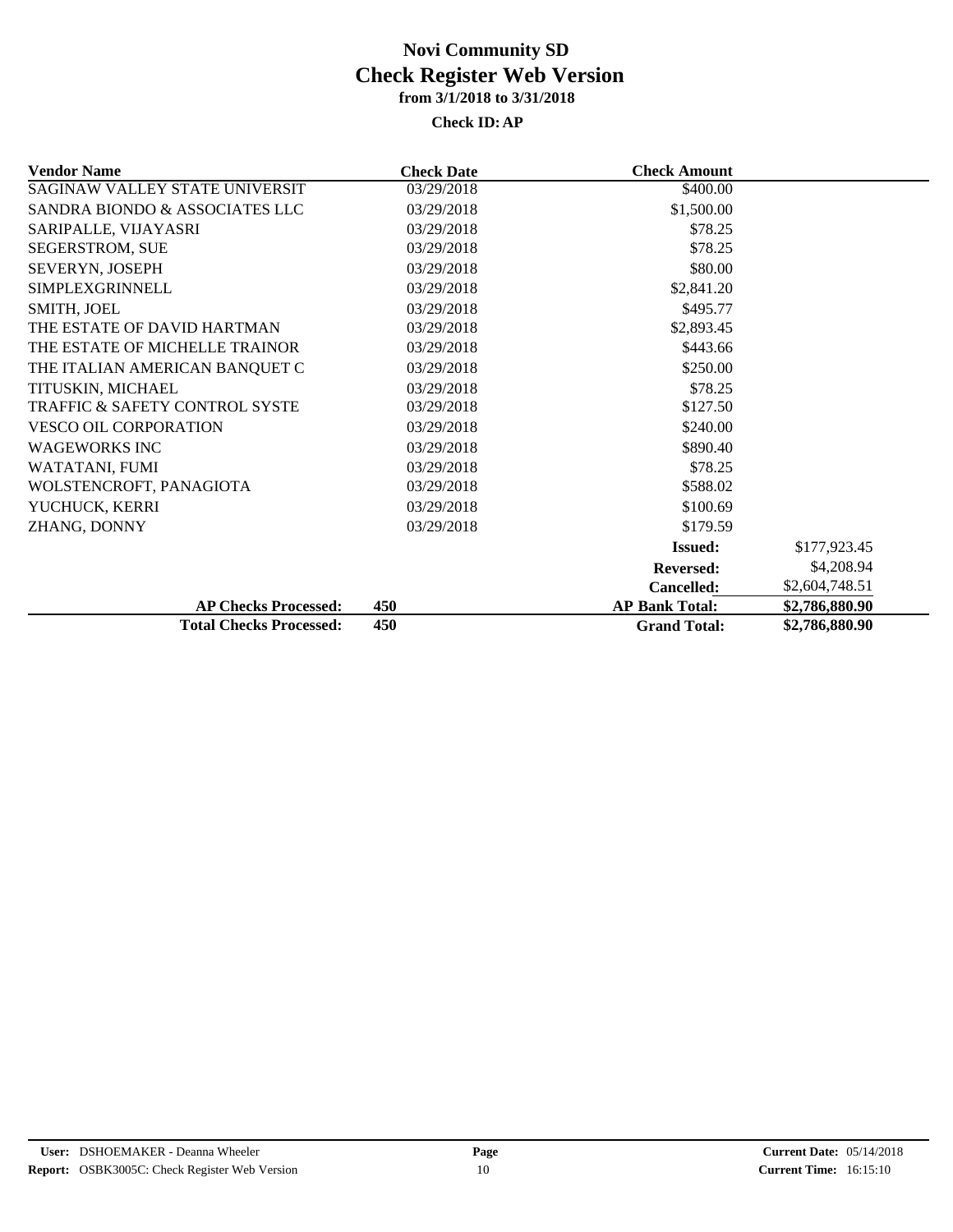# Novi Community SD

## Check Register Web Version

### from 3/1/2018 to 3/31/2018

### Check ID: AP

| Vendor Name | Check Date | Check Amount | |
|---|---|---|---|
| SAGINAW VALLEY STATE UNIVERSIT | 03/29/2018 | $400.00 | |
| SANDRA BIONDO & ASSOCIATES LLC | 03/29/2018 | $1,500.00 | |
| SARIPALLE, VIJAYASRI | 03/29/2018 | $78.25 | |
| SEGERSTROM, SUE | 03/29/2018 | $78.25 | |
| SEVERYN, JOSEPH | 03/29/2018 | $80.00 | |
| SIMPLEXGRINNELL | 03/29/2018 | $2,841.20 | |
| SMITH, JOEL | 03/29/2018 | $495.77 | |
| THE ESTATE OF DAVID HARTMAN | 03/29/2018 | $2,893.45 | |
| THE ESTATE OF MICHELLE TRAINOR | 03/29/2018 | $443.66 | |
| THE ITALIAN AMERICAN BANQUET C | 03/29/2018 | $250.00 | |
| TITUSKIN, MICHAEL | 03/29/2018 | $78.25 | |
| TRAFFIC & SAFETY CONTROL SYSTE | 03/29/2018 | $127.50 | |
| VESCO OIL CORPORATION | 03/29/2018 | $240.00 | |
| WAGEWORKS INC | 03/29/2018 | $890.40 | |
| WATATANI, FUMI | 03/29/2018 | $78.25 | |
| WOLSTENCROFT, PANAGIOTA | 03/29/2018 | $588.02 | |
| YUCHUCK, KERRI | 03/29/2018 | $100.69 | |
| ZHANG, DONNY | 03/29/2018 | $179.59 | |
| | | **Issued:** | $177,923.45 |
| | | **Reversed:** | $4,208.94 |
| | | **Cancelled:** | $2,604,748.51 |
| **AP Checks Processed:** | **450** | **AP Bank Total:** | **$2,786,880.90** |
| **Total Checks Processed:** | **450** | **Grand Total:** | **$2,786,880.90** |

**User:** DSHOEMAKER - Deanna Wheeler
**Report:** OSBK3005C: Check Register Web Version
**Current Date:** 05/14/2018
**Current Time:** 16:15:10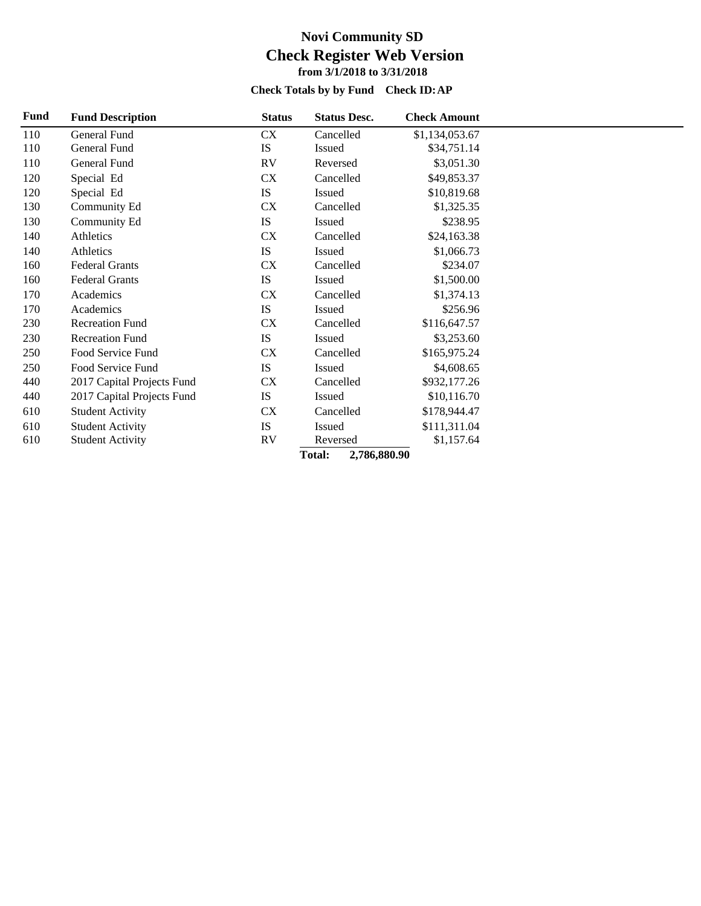# Novi Community SD

## Check Register Web Version

**from 3/1/2018 to 3/31/2018**

**Check Totals by by Fund Check ID: AP**

| Fund | Fund Description | Status | Status Desc. | Check Amount |
|---|---|---|---|---|
| 110 | General Fund | CX | Cancelled | $1,134,053.67 |
| 110 | General Fund | IS | Issued | $34,751.14 |
| 110 | General Fund | RV | Reversed | $3,051.30 |
| 120 | Special Ed | CX | Cancelled | $49,853.37 |
| 120 | Special Ed | IS | Issued | $10,819.68 |
| 130 | Community Ed | CX | Cancelled | $1,325.35 |
| 130 | Community Ed | IS | Issued | $238.95 |
| 140 | Athletics | CX | Cancelled | $24,163.38 |
| 140 | Athletics | IS | Issued | $1,066.73 |
| 160 | Federal Grants | CX | Cancelled | $234.07 |
| 160 | Federal Grants | IS | Issued | $1,500.00 |
| 170 | Academics | CX | Cancelled | $1,374.13 |
| 170 | Academics | IS | Issued | $256.96 |
| 230 | Recreation Fund | CX | Cancelled | $116,647.57 |
| 230 | Recreation Fund | IS | Issued | $3,253.60 |
| 250 | Food Service Fund | CX | Cancelled | $165,975.24 |
| 250 | Food Service Fund | IS | Issued | $4,608.65 |
| 440 | 2017 Capital Projects Fund | CX | Cancelled | $932,177.26 |
| 440 | 2017 Capital Projects Fund | IS | Issued | $10,116.70 |
| 610 | Student Activity | CX | Cancelled | $178,944.47 |
| 610 | Student Activity | IS | Issued | $111,311.04 |
| 610 | Student Activity | RV | Reversed | $1,157.64 |
| | | | **Total:** | **2,786,880.90** |